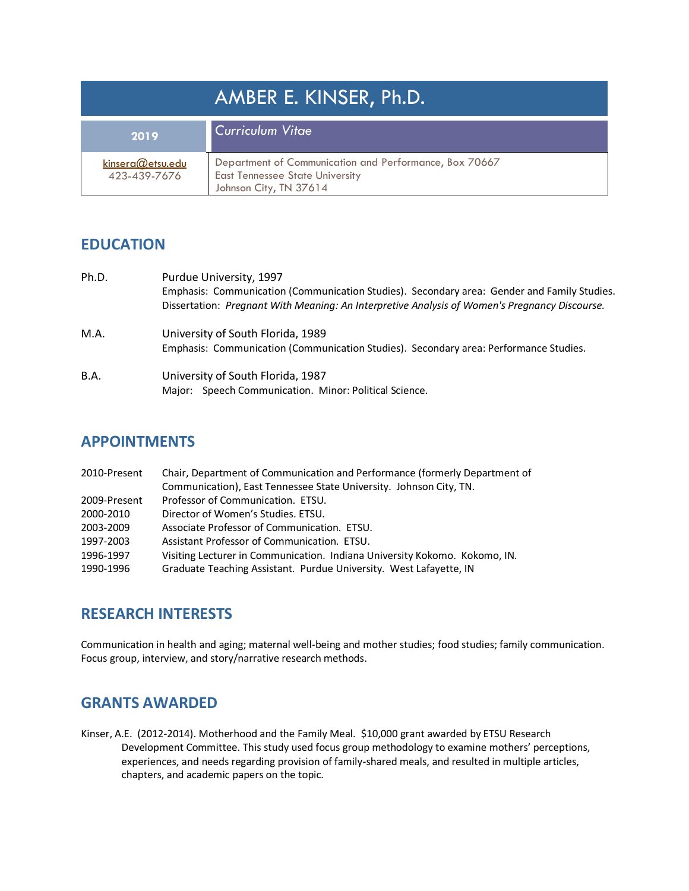# AMBER E. KINSER, Ph.D.

**2019** | *Curriculum Vitae*

kinsera@etsu.edu
423-439-7676

Department of Communication and Performance, Box 70667
East Tennessee State University
Johnson City, TN 37614

## EDUCATION

Ph.D. Purdue University, 1997
Emphasis: Communication (Communication Studies). Secondary area: Gender and Family Studies.
Dissertation: *Pregnant With Meaning: An Interpretive Analysis of Women's Pregnancy Discourse.*

M.A. University of South Florida, 1989
Emphasis: Communication (Communication Studies). Secondary area: Performance Studies.

B.A. University of South Florida, 1987
Major: Speech Communication. Minor: Political Science.

## APPOINTMENTS

| | |
|---|---|
| 2010-Present | Chair, Department of Communication and Performance (formerly Department of Communication), East Tennessee State University. Johnson City, TN. |
| 2009-Present | Professor of Communication. ETSU. |
| 2000-2010 | Director of Women's Studies. ETSU. |
| 2003-2009 | Associate Professor of Communication. ETSU. |
| 1997-2003 | Assistant Professor of Communication. ETSU. |
| 1996-1997 | Visiting Lecturer in Communication. Indiana University Kokomo. Kokomo, IN. |
| 1990-1996 | Graduate Teaching Assistant. Purdue University. West Lafayette, IN |

## RESEARCH INTERESTS

Communication in health and aging; maternal well-being and mother studies; food studies; family communication. Focus group, interview, and story/narrative research methods.

## GRANTS AWARDED

Kinser, A.E. (2012-2014). Motherhood and the Family Meal. $10,000 grant awarded by ETSU Research Development Committee. This study used focus group methodology to examine mothers' perceptions, experiences, and needs regarding provision of family-shared meals, and resulted in multiple articles, chapters, and academic papers on the topic.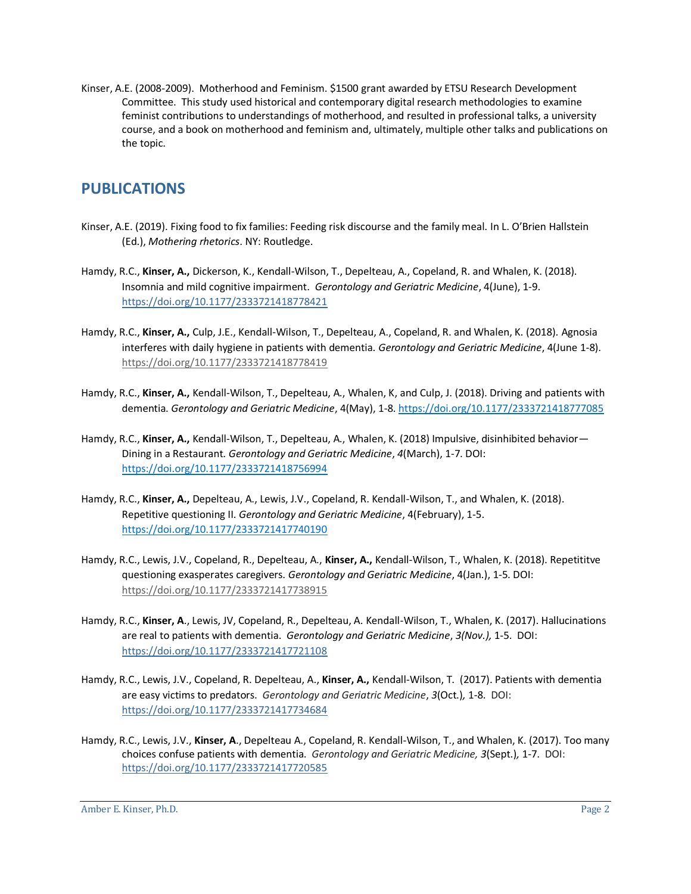Kinser, A.E. (2008-2009). Motherhood and Feminism. $1500 grant awarded by ETSU Research Development Committee. This study used historical and contemporary digital research methodologies to examine feminist contributions to understandings of motherhood, and resulted in professional talks, a university course, and a book on motherhood and feminism and, ultimately, multiple other talks and publications on the topic.

## PUBLICATIONS

Kinser, A.E. (2019). Fixing food to fix families: Feeding risk discourse and the family meal. In L. O'Brien Hallstein (Ed.), *Mothering rhetorics*. NY: Routledge.

Hamdy, R.C., **Kinser, A.,** Dickerson, K., Kendall-Wilson, T., Depelteau, A., Copeland, R. and Whalen, K. (2018). Insomnia and mild cognitive impairment. *Gerontology and Geriatric Medicine*, 4(June), 1-9. https://doi.org/10.1177/2333721418778421

Hamdy, R.C., **Kinser, A.,** Culp, J.E., Kendall-Wilson, T., Depelteau, A., Copeland, R. and Whalen, K. (2018). Agnosia interferes with daily hygiene in patients with dementia. *Gerontology and Geriatric Medicine*, 4(June 1-8). https://doi.org/10.1177/2333721418778419

Hamdy, R.C., **Kinser, A.,** Kendall-Wilson, T., Depelteau, A., Whalen, K, and Culp, J. (2018). Driving and patients with dementia. *Gerontology and Geriatric Medicine*, 4(May), 1-8. https://doi.org/10.1177/2333721418777085

Hamdy, R.C., **Kinser, A.,** Kendall-Wilson, T., Depelteau, A., Whalen, K. (2018) Impulsive, disinhibited behavior—Dining in a Restaurant. *Gerontology and Geriatric Medicine*, *4*(March), 1-7. DOI: https://doi.org/10.1177/2333721418756994

Hamdy, R.C., **Kinser, A.,** Depelteau, A., Lewis, J.V., Copeland, R. Kendall-Wilson, T., and Whalen, K. (2018). Repetitive questioning II. *Gerontology and Geriatric Medicine*, 4(February), 1-5. https://doi.org/10.1177/2333721417740190

Hamdy, R.C., Lewis, J.V., Copeland, R., Depelteau, A., **Kinser, A.,** Kendall-Wilson, T., Whalen, K. (2018). Repetititve questioning exasperates caregivers. *Gerontology and Geriatric Medicine*, 4(Jan.), 1-5. DOI: https://doi.org/10.1177/2333721417738915

Hamdy, R.C., **Kinser, A**., Lewis, JV, Copeland, R., Depelteau, A. Kendall-Wilson, T., Whalen, K. (2017). Hallucinations are real to patients with dementia. *Gerontology and Geriatric Medicine*, *3(Nov.),* 1-5. DOI: https://doi.org/10.1177/2333721417721108

Hamdy, R.C., Lewis, J.V., Copeland, R. Depelteau, A., **Kinser, A.,** Kendall-Wilson, T. (2017). Patients with dementia are easy victims to predators. *Gerontology and Geriatric Medicine*, *3*(Oct.), 1-8. DOI: https://doi.org/10.1177/2333721417734684

Hamdy, R.C., Lewis, J.V., **Kinser, A**., Depelteau A., Copeland, R. Kendall-Wilson, T., and Whalen, K. (2017). Too many choices confuse patients with dementia. *Gerontology and Geriatric Medicine, 3*(Sept.), 1-7. DOI: https://doi.org/10.1177/2333721417720585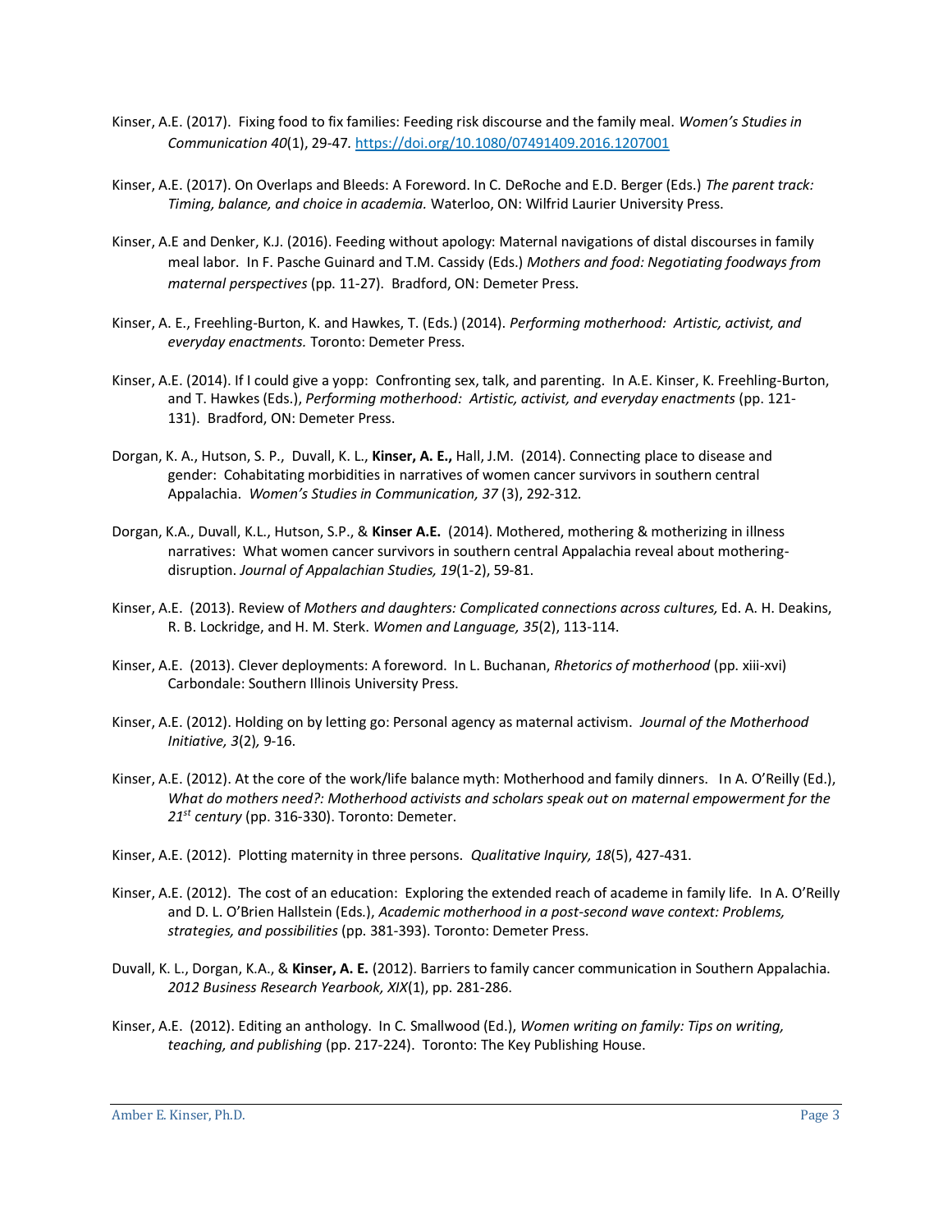Kinser, A.E. (2017). Fixing food to fix families: Feeding risk discourse and the family meal. *Women's Studies in Communication 40*(1), 29-47. https://doi.org/10.1080/07491409.2016.1207001

Kinser, A.E. (2017). On Overlaps and Bleeds: A Foreword. In C. DeRoche and E.D. Berger (Eds.) *The parent track: Timing, balance, and choice in academia.* Waterloo, ON: Wilfrid Laurier University Press.

Kinser, A.E and Denker, K.J. (2016). Feeding without apology: Maternal navigations of distal discourses in family meal labor. In F. Pasche Guinard and T.M. Cassidy (Eds.) *Mothers and food: Negotiating foodways from maternal perspectives* (pp. 11-27). Bradford, ON: Demeter Press.

Kinser, A. E., Freehling-Burton, K. and Hawkes, T. (Eds.) (2014). *Performing motherhood: Artistic, activist, and everyday enactments.* Toronto: Demeter Press.

Kinser, A.E. (2014). If I could give a yopp: Confronting sex, talk, and parenting. In A.E. Kinser, K. Freehling-Burton, and T. Hawkes (Eds.), *Performing motherhood: Artistic, activist, and everyday enactments* (pp. 121-131). Bradford, ON: Demeter Press.

Dorgan, K. A., Hutson, S. P., Duvall, K. L., **Kinser, A. E.,** Hall, J.M. (2014). Connecting place to disease and gender: Cohabitating morbidities in narratives of women cancer survivors in southern central Appalachia. *Women's Studies in Communication, 37* (3), 292-312.

Dorgan, K.A., Duvall, K.L., Hutson, S.P., & **Kinser A.E.** (2014). Mothered, mothering & motherizing in illness narratives: What women cancer survivors in southern central Appalachia reveal about mothering-disruption. *Journal of Appalachian Studies, 19*(1-2), 59-81.

Kinser, A.E. (2013). Review of *Mothers and daughters: Complicated connections across cultures,* Ed. A. H. Deakins, R. B. Lockridge, and H. M. Sterk. *Women and Language, 35*(2), 113-114.

Kinser, A.E. (2013). Clever deployments: A foreword. In L. Buchanan, *Rhetorics of motherhood* (pp. xiii-xvi) Carbondale: Southern Illinois University Press.

Kinser, A.E. (2012). Holding on by letting go: Personal agency as maternal activism. *Journal of the Motherhood Initiative, 3*(2), 9-16.

Kinser, A.E. (2012). At the core of the work/life balance myth: Motherhood and family dinners. In A. O'Reilly (Ed.), *What do mothers need?: Motherhood activists and scholars speak out on maternal empowerment for the 21st century* (pp. 316-330). Toronto: Demeter.

Kinser, A.E. (2012). Plotting maternity in three persons. *Qualitative Inquiry, 18*(5), 427-431.

Kinser, A.E. (2012). The cost of an education: Exploring the extended reach of academe in family life. In A. O'Reilly and D. L. O'Brien Hallstein (Eds.), *Academic motherhood in a post-second wave context: Problems, strategies, and possibilities* (pp. 381-393). Toronto: Demeter Press.

Duvall, K. L., Dorgan, K.A., & **Kinser, A. E.** (2012). Barriers to family cancer communication in Southern Appalachia. *2012 Business Research Yearbook, XIX*(1), pp. 281-286.

Kinser, A.E. (2012). Editing an anthology. In C. Smallwood (Ed.), *Women writing on family: Tips on writing, teaching, and publishing* (pp. 217-224). Toronto: The Key Publishing House.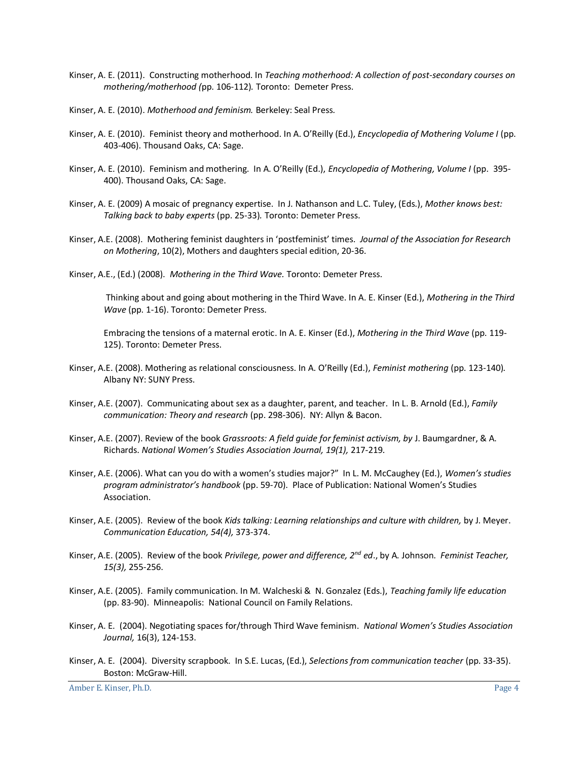Kinser, A. E. (2011). Constructing motherhood. In *Teaching motherhood: A collection of post-secondary courses on mothering/motherhood (*pp. 106-112). Toronto: Demeter Press.

Kinser, A. E. (2010). *Motherhood and feminism.* Berkeley: Seal Press.

Kinser, A. E. (2010). Feminist theory and motherhood. In A. O'Reilly (Ed.), *Encyclopedia of Mothering Volume I* (pp. 403-406). Thousand Oaks, CA: Sage.

Kinser, A. E. (2010). Feminism and mothering. In A. O'Reilly (Ed.), *Encyclopedia of Mothering, Volume I* (pp. 395-400). Thousand Oaks, CA: Sage.

Kinser, A. E. (2009) A mosaic of pregnancy expertise. In J. Nathanson and L.C. Tuley, (Eds.), *Mother knows best: Talking back to baby experts* (pp. 25-33). Toronto: Demeter Press.

Kinser, A.E. (2008). Mothering feminist daughters in 'postfeminist' times. *Journal of the Association for Research on Mothering*, 10(2), Mothers and daughters special edition, 20-36.

Kinser, A.E., (Ed.) (2008). *Mothering in the Third Wave.* Toronto: Demeter Press.

> Thinking about and going about mothering in the Third Wave. In A. E. Kinser (Ed.), *Mothering in the Third Wave* (pp. 1-16). Toronto: Demeter Press.
>
> Embracing the tensions of a maternal erotic. In A. E. Kinser (Ed.), *Mothering in the Third Wave* (pp. 119-125). Toronto: Demeter Press.

Kinser, A.E. (2008). Mothering as relational consciousness. In A. O'Reilly (Ed.), *Feminist mothering* (pp. 123-140). Albany NY: SUNY Press.

Kinser, A.E. (2007). Communicating about sex as a daughter, parent, and teacher. In L. B. Arnold (Ed.), *Family communication: Theory and research* (pp. 298-306). NY: Allyn & Bacon.

Kinser, A.E. (2007). Review of the book *Grassroots: A field guide for feminist activism, by* J. Baumgardner, & A. Richards. *National Women's Studies Association Journal, 19(1),* 217-219.

Kinser, A.E. (2006). What can you do with a women's studies major?" In L. M. McCaughey (Ed.), *Women's studies program administrator's handbook* (pp. 59-70). Place of Publication: National Women's Studies Association.

Kinser, A.E. (2005). Review of the book *Kids talking: Learning relationships and culture with children,* by J. Meyer. *Communication Education, 54(4),* 373-374.

Kinser, A.E. (2005). Review of the book *Privilege, power and difference, 2nd ed*., by A. Johnson. *Feminist Teacher, 15(3),* 255-256.

Kinser, A.E. (2005). Family communication. In M. Walcheski & N. Gonzalez (Eds.), *Teaching family life education* (pp. 83-90). Minneapolis: National Council on Family Relations.

Kinser, A. E. (2004). Negotiating spaces for/through Third Wave feminism. *National Women's Studies Association Journal,* 16(3), 124-153.

Kinser, A. E. (2004). Diversity scrapbook. In S.E. Lucas, (Ed.), *Selections from communication teacher* (pp. 33-35). Boston: McGraw-Hill.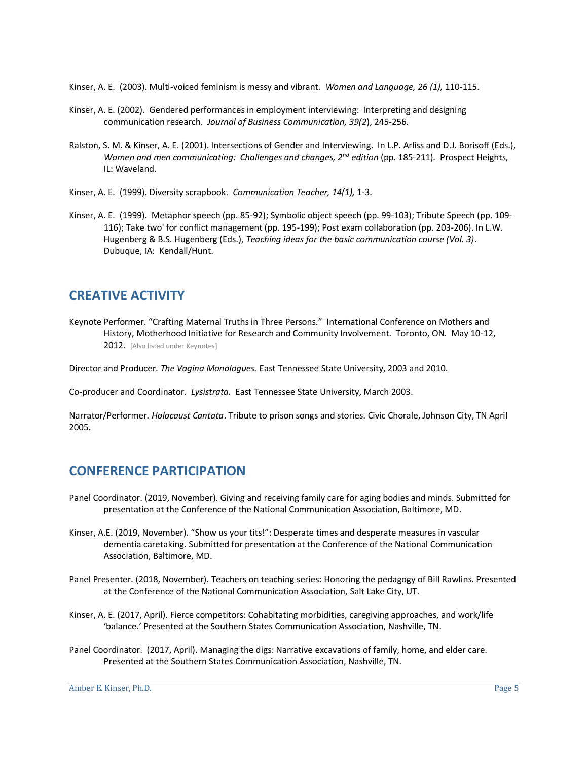Kinser, A. E. (2003). Multi-voiced feminism is messy and vibrant. *Women and Language, 26 (1),* 110-115.

Kinser, A. E. (2002). Gendered performances in employment interviewing: Interpreting and designing communication research. *Journal of Business Communication, 39(2*), 245-256.

Ralston, S. M. & Kinser, A. E. (2001). Intersections of Gender and Interviewing. In L.P. Arliss and D.J. Borisoff (Eds.), *Women and men communicating: Challenges and changes, 2nd edition* (pp. 185-211). Prospect Heights, IL: Waveland.

Kinser, A. E. (1999). Diversity scrapbook. *Communication Teacher, 14(1),* 1-3.

Kinser, A. E. (1999). Metaphor speech (pp. 85-92); Symbolic object speech (pp. 99-103); Tribute Speech (pp. 109-116); Take two' for conflict management (pp. 195-199); Post exam collaboration (pp. 203-206). In L.W. Hugenberg & B.S. Hugenberg (Eds.), *Teaching ideas for the basic communication course (Vol. 3)*. Dubuque, IA: Kendall/Hunt.

## CREATIVE ACTIVITY

Keynote Performer. "Crafting Maternal Truths in Three Persons." International Conference on Mothers and History, Motherhood Initiative for Research and Community Involvement. Toronto, ON. May 10-12, 2012. [Also listed under Keynotes]

Director and Producer. *The Vagina Monologues.* East Tennessee State University, 2003 and 2010.

Co-producer and Coordinator. *Lysistrata.* East Tennessee State University, March 2003.

Narrator/Performer. *Holocaust Cantata*. Tribute to prison songs and stories. Civic Chorale, Johnson City, TN April 2005.

## CONFERENCE PARTICIPATION

Panel Coordinator. (2019, November). Giving and receiving family care for aging bodies and minds. Submitted for presentation at the Conference of the National Communication Association, Baltimore, MD.

Kinser, A.E. (2019, November). "Show us your tits!": Desperate times and desperate measures in vascular dementia caretaking. Submitted for presentation at the Conference of the National Communication Association, Baltimore, MD.

Panel Presenter. (2018, November). Teachers on teaching series: Honoring the pedagogy of Bill Rawlins. Presented at the Conference of the National Communication Association, Salt Lake City, UT.

Kinser, A. E. (2017, April). Fierce competitors: Cohabitating morbidities, caregiving approaches, and work/life 'balance.' Presented at the Southern States Communication Association, Nashville, TN.

Panel Coordinator. (2017, April). Managing the digs: Narrative excavations of family, home, and elder care. Presented at the Southern States Communication Association, Nashville, TN.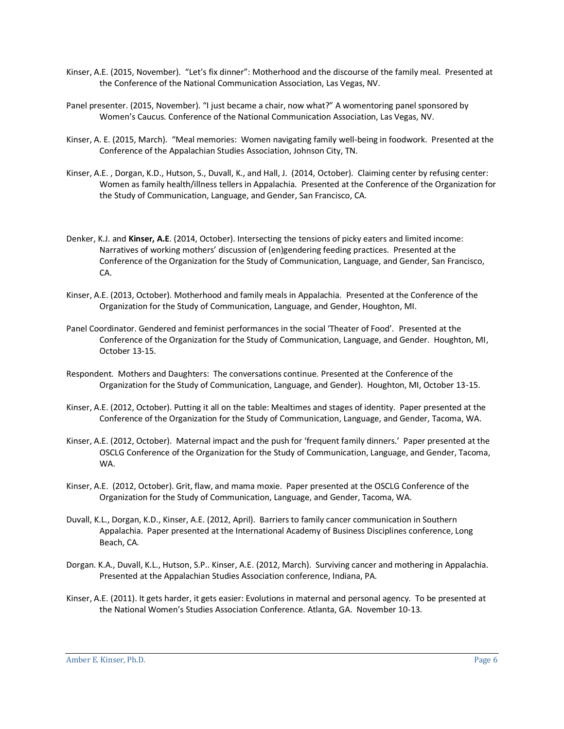Kinser, A.E. (2015, November). "Let's fix dinner": Motherhood and the discourse of the family meal. Presented at the Conference of the National Communication Association, Las Vegas, NV.

Panel presenter. (2015, November). "I just became a chair, now what?" A womentoring panel sponsored by Women's Caucus. Conference of the National Communication Association, Las Vegas, NV.

Kinser, A. E. (2015, March). "Meal memories: Women navigating family well-being in foodwork. Presented at the Conference of the Appalachian Studies Association, Johnson City, TN.

Kinser, A.E. , Dorgan, K.D., Hutson, S., Duvall, K., and Hall, J. (2014, October). Claiming center by refusing center: Women as family health/illness tellers in Appalachia. Presented at the Conference of the Organization for the Study of Communication, Language, and Gender, San Francisco, CA.

Denker, K.J. and **Kinser, A.E**. (2014, October). Intersecting the tensions of picky eaters and limited income: Narratives of working mothers' discussion of (en)gendering feeding practices. Presented at the Conference of the Organization for the Study of Communication, Language, and Gender, San Francisco, CA.

Kinser, A.E. (2013, October). Motherhood and family meals in Appalachia. Presented at the Conference of the Organization for the Study of Communication, Language, and Gender, Houghton, MI.

Panel Coordinator. Gendered and feminist performances in the social 'Theater of Food'. Presented at the Conference of the Organization for the Study of Communication, Language, and Gender. Houghton, MI, October 13-15.

Respondent. Mothers and Daughters: The conversations continue. Presented at the Conference of the Organization for the Study of Communication, Language, and Gender). Houghton, MI, October 13-15.

Kinser, A.E. (2012, October). Putting it all on the table: Mealtimes and stages of identity. Paper presented at the Conference of the Organization for the Study of Communication, Language, and Gender, Tacoma, WA.

Kinser, A.E. (2012, October). Maternal impact and the push for 'frequent family dinners.' Paper presented at the OSCLG Conference of the Organization for the Study of Communication, Language, and Gender, Tacoma, WA.

Kinser, A.E. (2012, October). Grit, flaw, and mama moxie. Paper presented at the OSCLG Conference of the Organization for the Study of Communication, Language, and Gender, Tacoma, WA.

Duvall, K.L., Dorgan, K.D., Kinser, A.E. (2012, April). Barriers to family cancer communication in Southern Appalachia. Paper presented at the International Academy of Business Disciplines conference, Long Beach, CA.

Dorgan. K.A., Duvall, K.L., Hutson, S.P.. Kinser, A.E. (2012, March). Surviving cancer and mothering in Appalachia. Presented at the Appalachian Studies Association conference, Indiana, PA.

Kinser, A.E. (2011). It gets harder, it gets easier: Evolutions in maternal and personal agency. To be presented at the National Women's Studies Association Conference. Atlanta, GA. November 10-13.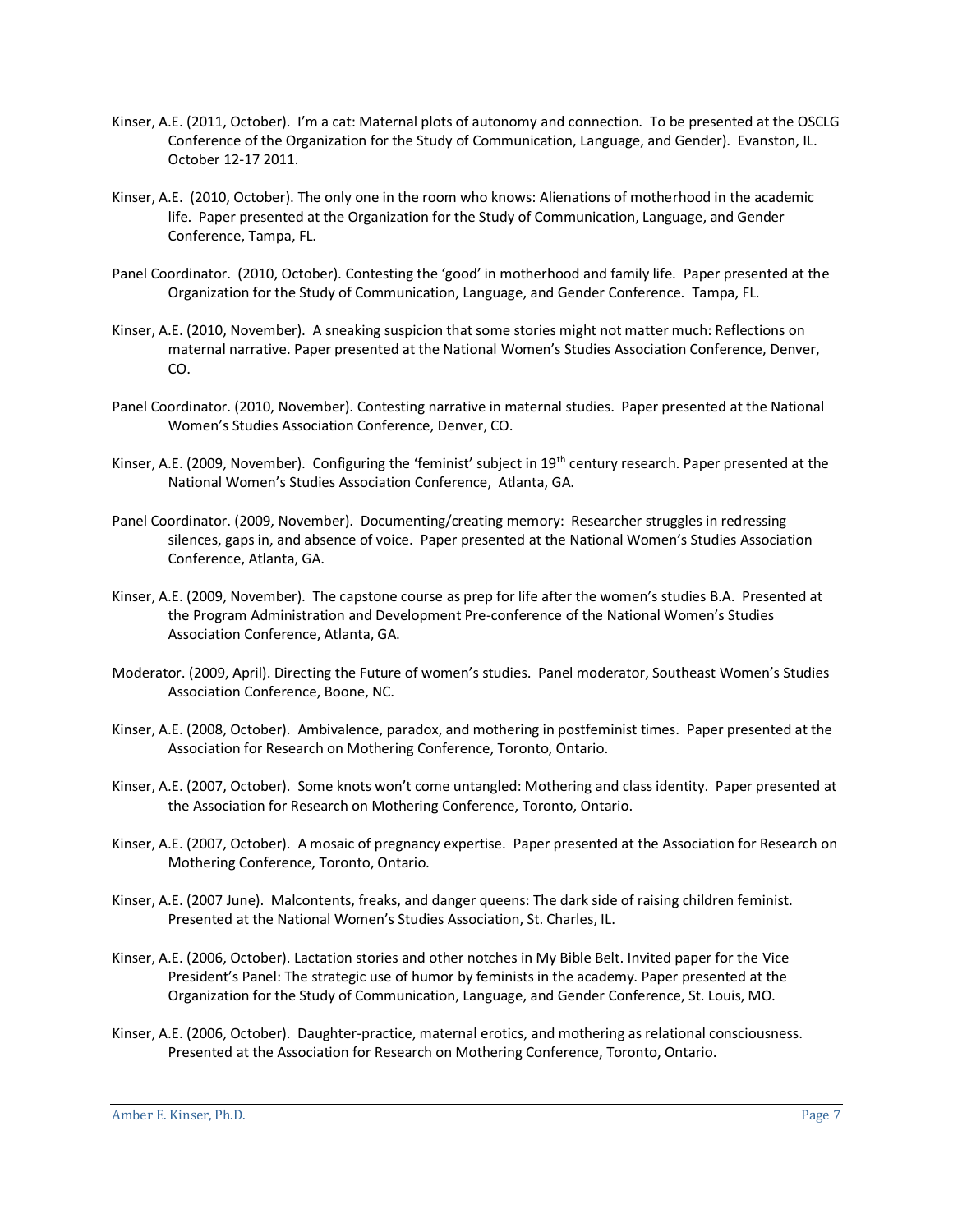Kinser, A.E. (2011, October). I'm a cat: Maternal plots of autonomy and connection. To be presented at the OSCLG Conference of the Organization for the Study of Communication, Language, and Gender). Evanston, IL. October 12-17 2011.

Kinser, A.E. (2010, October). The only one in the room who knows: Alienations of motherhood in the academic life. Paper presented at the Organization for the Study of Communication, Language, and Gender Conference, Tampa, FL.

Panel Coordinator. (2010, October). Contesting the 'good' in motherhood and family life. Paper presented at the Organization for the Study of Communication, Language, and Gender Conference. Tampa, FL.

Kinser, A.E. (2010, November). A sneaking suspicion that some stories might not matter much: Reflections on maternal narrative. Paper presented at the National Women's Studies Association Conference, Denver, CO.

Panel Coordinator. (2010, November). Contesting narrative in maternal studies. Paper presented at the National Women's Studies Association Conference, Denver, CO.

Kinser, A.E. (2009, November). Configuring the 'feminist' subject in 19th century research. Paper presented at the National Women's Studies Association Conference, Atlanta, GA.

Panel Coordinator. (2009, November). Documenting/creating memory: Researcher struggles in redressing silences, gaps in, and absence of voice. Paper presented at the National Women's Studies Association Conference, Atlanta, GA.

Kinser, A.E. (2009, November). The capstone course as prep for life after the women's studies B.A. Presented at the Program Administration and Development Pre-conference of the National Women's Studies Association Conference, Atlanta, GA.

Moderator. (2009, April). Directing the Future of women's studies. Panel moderator, Southeast Women's Studies Association Conference, Boone, NC.

Kinser, A.E. (2008, October). Ambivalence, paradox, and mothering in postfeminist times. Paper presented at the Association for Research on Mothering Conference, Toronto, Ontario.

Kinser, A.E. (2007, October). Some knots won't come untangled: Mothering and class identity. Paper presented at the Association for Research on Mothering Conference, Toronto, Ontario.

Kinser, A.E. (2007, October). A mosaic of pregnancy expertise. Paper presented at the Association for Research on Mothering Conference, Toronto, Ontario.

Kinser, A.E. (2007 June). Malcontents, freaks, and danger queens: The dark side of raising children feminist. Presented at the National Women's Studies Association, St. Charles, IL.

Kinser, A.E. (2006, October). Lactation stories and other notches in My Bible Belt. Invited paper for the Vice President's Panel: The strategic use of humor by feminists in the academy. Paper presented at the Organization for the Study of Communication, Language, and Gender Conference, St. Louis, MO.

Kinser, A.E. (2006, October). Daughter-practice, maternal erotics, and mothering as relational consciousness. Presented at the Association for Research on Mothering Conference, Toronto, Ontario.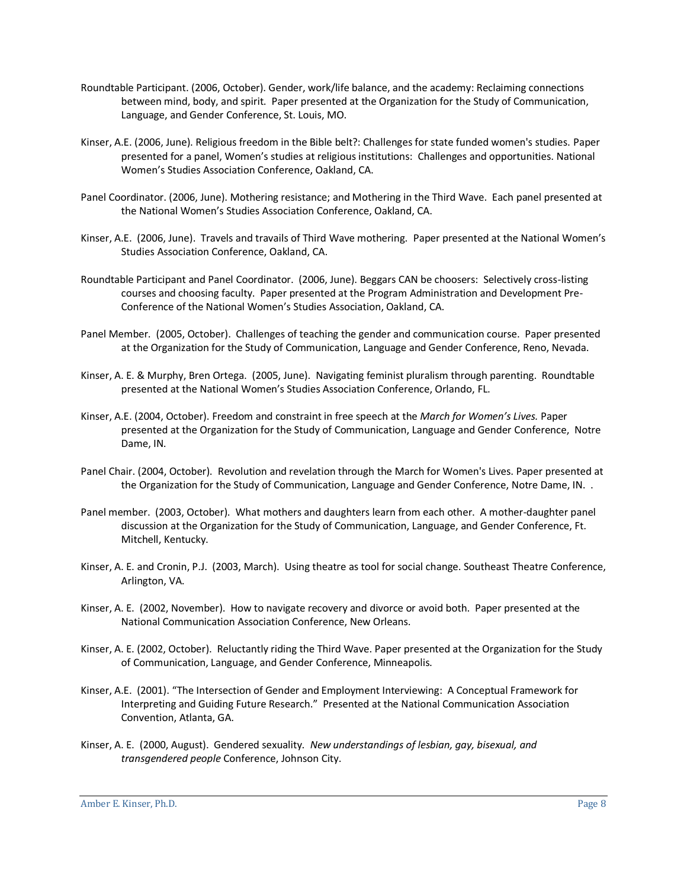Roundtable Participant. (2006, October). Gender, work/life balance, and the academy: Reclaiming connections between mind, body, and spirit. Paper presented at the Organization for the Study of Communication, Language, and Gender Conference, St. Louis, MO.

Kinser, A.E. (2006, June). Religious freedom in the Bible belt?: Challenges for state funded women's studies. Paper presented for a panel, Women's studies at religious institutions: Challenges and opportunities. National Women's Studies Association Conference, Oakland, CA.

Panel Coordinator. (2006, June). Mothering resistance; and Mothering in the Third Wave. Each panel presented at the National Women's Studies Association Conference, Oakland, CA.

Kinser, A.E. (2006, June). Travels and travails of Third Wave mothering. Paper presented at the National Women's Studies Association Conference, Oakland, CA.

Roundtable Participant and Panel Coordinator. (2006, June). Beggars CAN be choosers: Selectively cross-listing courses and choosing faculty. Paper presented at the Program Administration and Development Pre-Conference of the National Women's Studies Association, Oakland, CA.

Panel Member. (2005, October). Challenges of teaching the gender and communication course. Paper presented at the Organization for the Study of Communication, Language and Gender Conference, Reno, Nevada.

Kinser, A. E. & Murphy, Bren Ortega. (2005, June). Navigating feminist pluralism through parenting. Roundtable presented at the National Women's Studies Association Conference, Orlando, FL.

Kinser, A.E. (2004, October). Freedom and constraint in free speech at the *March for Women's Lives.* Paper presented at the Organization for the Study of Communication, Language and Gender Conference, Notre Dame, IN.

Panel Chair. (2004, October). Revolution and revelation through the March for Women's Lives. Paper presented at the Organization for the Study of Communication, Language and Gender Conference, Notre Dame, IN. .

Panel member. (2003, October). What mothers and daughters learn from each other. A mother-daughter panel discussion at the Organization for the Study of Communication, Language, and Gender Conference, Ft. Mitchell, Kentucky.

Kinser, A. E. and Cronin, P.J. (2003, March). Using theatre as tool for social change. Southeast Theatre Conference, Arlington, VA.

Kinser, A. E. (2002, November). How to navigate recovery and divorce or avoid both. Paper presented at the National Communication Association Conference, New Orleans.

Kinser, A. E. (2002, October). Reluctantly riding the Third Wave. Paper presented at the Organization for the Study of Communication, Language, and Gender Conference, Minneapolis.

Kinser, A.E. (2001). "The Intersection of Gender and Employment Interviewing: A Conceptual Framework for Interpreting and Guiding Future Research." Presented at the National Communication Association Convention, Atlanta, GA.

Kinser, A. E. (2000, August). Gendered sexuality. *New understandings of lesbian, gay, bisexual, and transgendered people* Conference, Johnson City.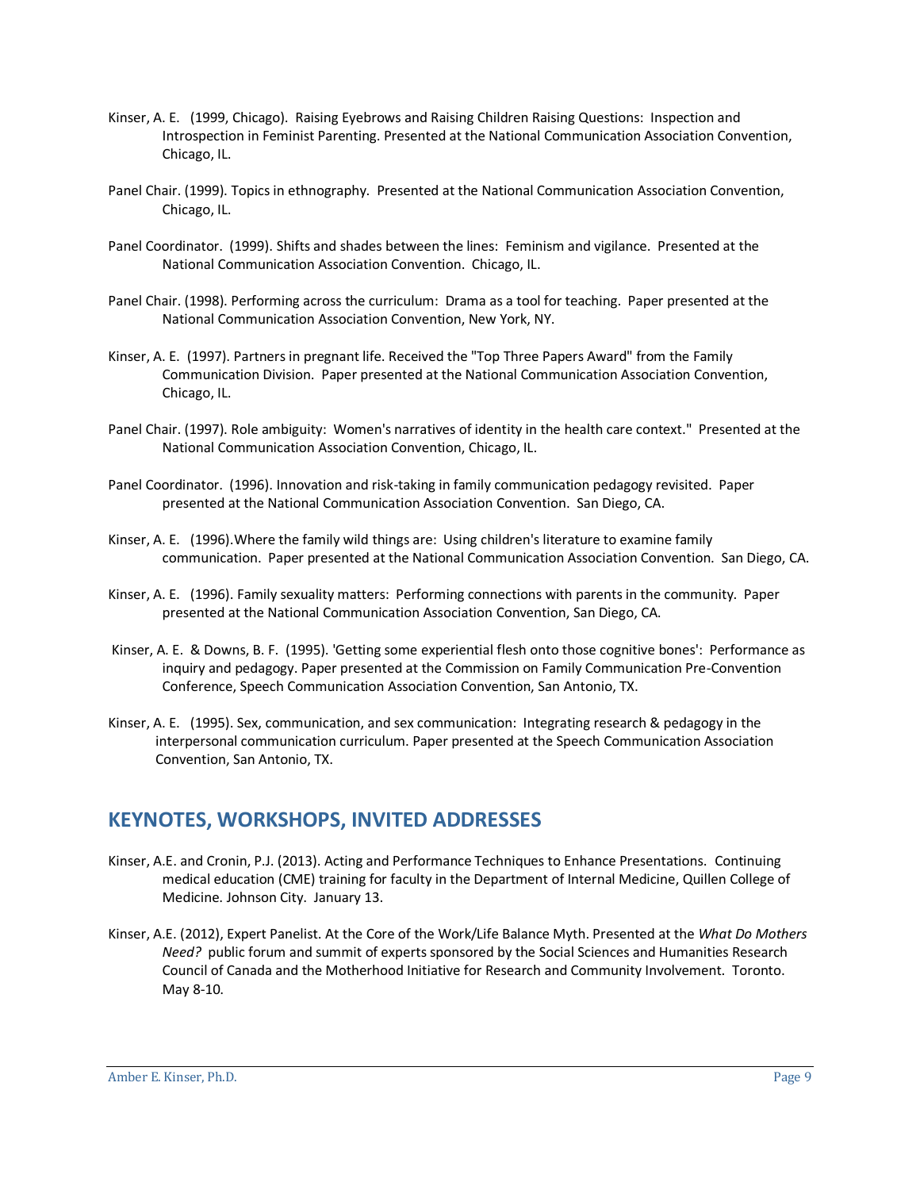Kinser, A. E. (1999, Chicago). Raising Eyebrows and Raising Children Raising Questions: Inspection and Introspection in Feminist Parenting. Presented at the National Communication Association Convention, Chicago, IL.

Panel Chair. (1999). Topics in ethnography. Presented at the National Communication Association Convention, Chicago, IL.

Panel Coordinator. (1999). Shifts and shades between the lines: Feminism and vigilance. Presented at the National Communication Association Convention. Chicago, IL.

Panel Chair. (1998). Performing across the curriculum: Drama as a tool for teaching. Paper presented at the National Communication Association Convention, New York, NY.

Kinser, A. E. (1997). Partners in pregnant life. Received the "Top Three Papers Award" from the Family Communication Division. Paper presented at the National Communication Association Convention, Chicago, IL.

Panel Chair. (1997). Role ambiguity: Women's narratives of identity in the health care context." Presented at the National Communication Association Convention, Chicago, IL.

Panel Coordinator. (1996). Innovation and risk-taking in family communication pedagogy revisited. Paper presented at the National Communication Association Convention. San Diego, CA.

Kinser, A. E. (1996).Where the family wild things are: Using children's literature to examine family communication. Paper presented at the National Communication Association Convention. San Diego, CA.

Kinser, A. E. (1996). Family sexuality matters: Performing connections with parents in the community. Paper presented at the National Communication Association Convention, San Diego, CA.

Kinser, A. E. & Downs, B. F. (1995). 'Getting some experiential flesh onto those cognitive bones': Performance as inquiry and pedagogy. Paper presented at the Commission on Family Communication Pre-Convention Conference, Speech Communication Association Convention, San Antonio, TX.

Kinser, A. E. (1995). Sex, communication, and sex communication: Integrating research & pedagogy in the interpersonal communication curriculum. Paper presented at the Speech Communication Association Convention, San Antonio, TX.

## KEYNOTES, WORKSHOPS, INVITED ADDRESSES

Kinser, A.E. and Cronin, P.J. (2013). Acting and Performance Techniques to Enhance Presentations. Continuing medical education (CME) training for faculty in the Department of Internal Medicine, Quillen College of Medicine. Johnson City. January 13.

Kinser, A.E. (2012), Expert Panelist. At the Core of the Work/Life Balance Myth. Presented at the *What Do Mothers Need?* public forum and summit of experts sponsored by the Social Sciences and Humanities Research Council of Canada and the Motherhood Initiative for Research and Community Involvement. Toronto. May 8-10.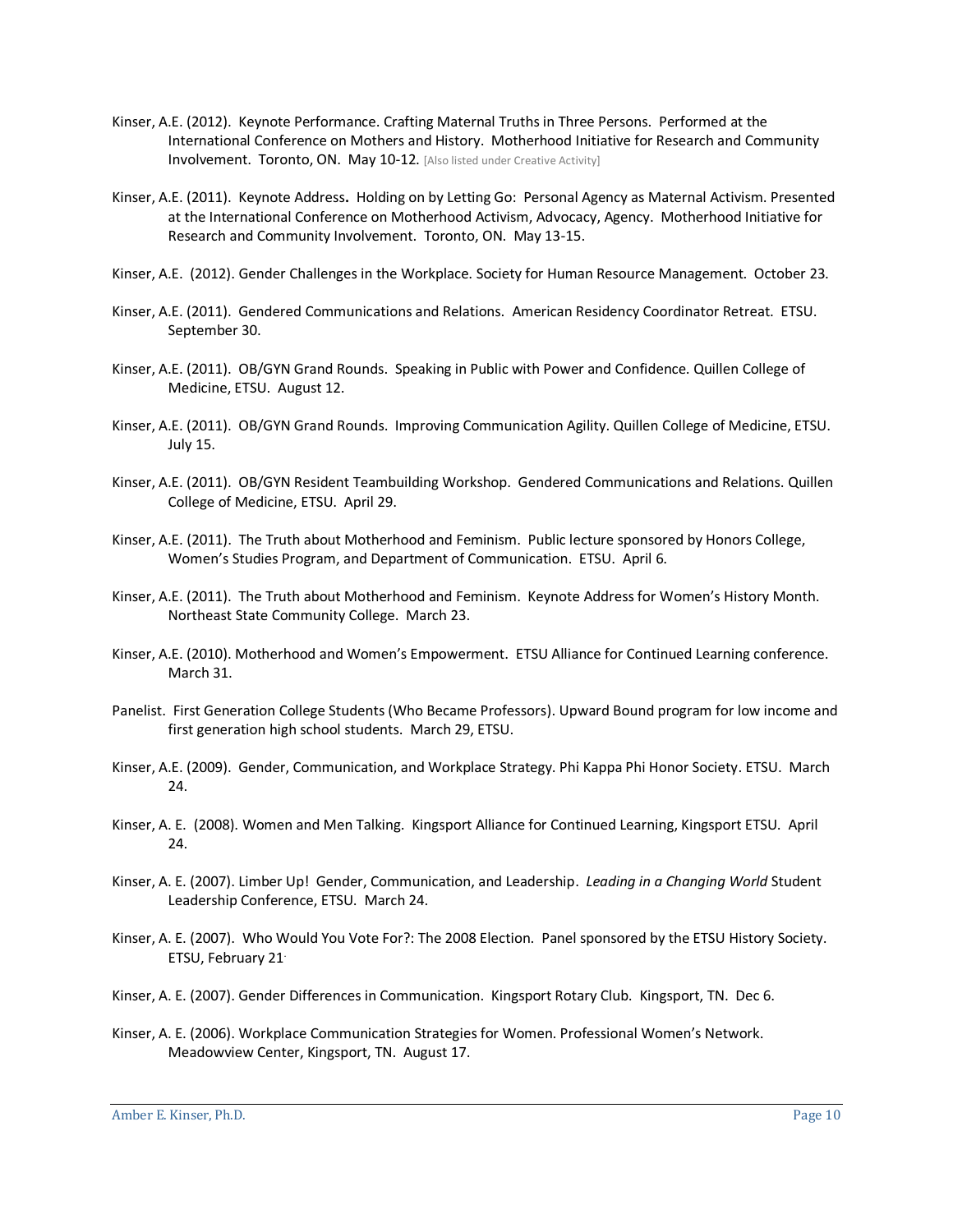Kinser, A.E. (2012). Keynote Performance. Crafting Maternal Truths in Three Persons. Performed at the International Conference on Mothers and History. Motherhood Initiative for Research and Community Involvement. Toronto, ON. May 10-12. [Also listed under Creative Activity]

Kinser, A.E. (2011). Keynote Address**.** Holding on by Letting Go: Personal Agency as Maternal Activism. Presented at the International Conference on Motherhood Activism, Advocacy, Agency. Motherhood Initiative for Research and Community Involvement. Toronto, ON. May 13-15.

Kinser, A.E. (2012). Gender Challenges in the Workplace. Society for Human Resource Management. October 23.

Kinser, A.E. (2011). Gendered Communications and Relations. American Residency Coordinator Retreat. ETSU. September 30.

Kinser, A.E. (2011). OB/GYN Grand Rounds. Speaking in Public with Power and Confidence. Quillen College of Medicine, ETSU. August 12.

Kinser, A.E. (2011). OB/GYN Grand Rounds. Improving Communication Agility. Quillen College of Medicine, ETSU. July 15.

Kinser, A.E. (2011). OB/GYN Resident Teambuilding Workshop. Gendered Communications and Relations. Quillen College of Medicine, ETSU. April 29.

Kinser, A.E. (2011). The Truth about Motherhood and Feminism. Public lecture sponsored by Honors College, Women's Studies Program, and Department of Communication. ETSU. April 6.

Kinser, A.E. (2011). The Truth about Motherhood and Feminism. Keynote Address for Women's History Month. Northeast State Community College. March 23.

Kinser, A.E. (2010). Motherhood and Women's Empowerment. ETSU Alliance for Continued Learning conference. March 31.

Panelist. First Generation College Students (Who Became Professors). Upward Bound program for low income and first generation high school students. March 29, ETSU.

Kinser, A.E. (2009). Gender, Communication, and Workplace Strategy. Phi Kappa Phi Honor Society. ETSU. March 24.

Kinser, A. E. (2008). Women and Men Talking. Kingsport Alliance for Continued Learning, Kingsport ETSU. April 24.

Kinser, A. E. (2007). Limber Up! Gender, Communication, and Leadership. *Leading in a Changing World* Student Leadership Conference, ETSU. March 24.

Kinser, A. E. (2007). Who Would You Vote For?: The 2008 Election. Panel sponsored by the ETSU History Society. ETSU, February 21.

Kinser, A. E. (2007). Gender Differences in Communication. Kingsport Rotary Club. Kingsport, TN. Dec 6.

Kinser, A. E. (2006). Workplace Communication Strategies for Women. Professional Women's Network. Meadowview Center, Kingsport, TN. August 17.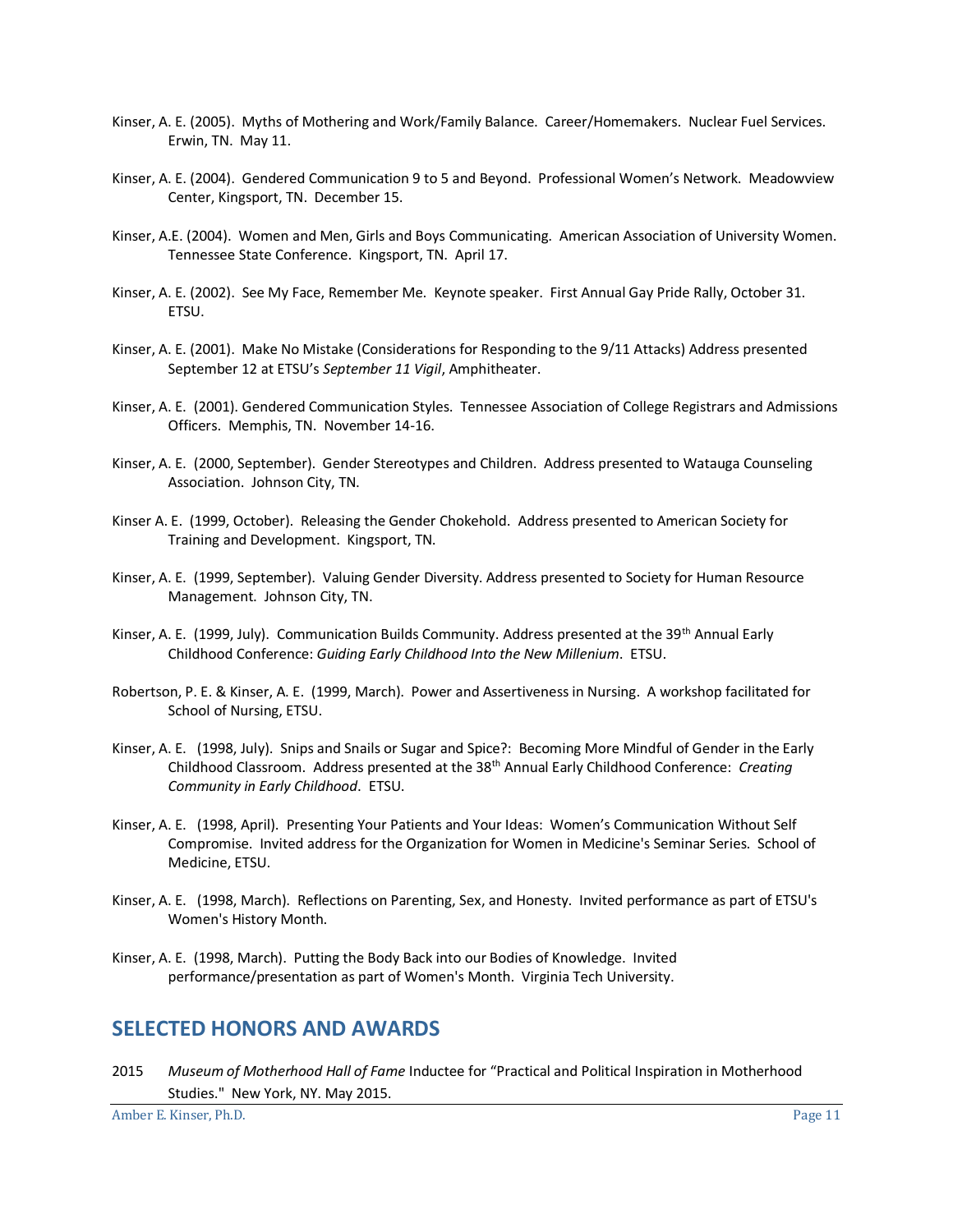Kinser, A. E. (2005). Myths of Mothering and Work/Family Balance. Career/Homemakers. Nuclear Fuel Services. Erwin, TN. May 11.

Kinser, A. E. (2004). Gendered Communication 9 to 5 and Beyond. Professional Women's Network. Meadowview Center, Kingsport, TN. December 15.

Kinser, A.E. (2004). Women and Men, Girls and Boys Communicating. American Association of University Women. Tennessee State Conference. Kingsport, TN. April 17.

Kinser, A. E. (2002). See My Face, Remember Me. Keynote speaker. First Annual Gay Pride Rally, October 31. ETSU.

Kinser, A. E. (2001). Make No Mistake (Considerations for Responding to the 9/11 Attacks) Address presented September 12 at ETSU's *September 11 Vigil*, Amphitheater.

Kinser, A. E. (2001). Gendered Communication Styles. Tennessee Association of College Registrars and Admissions Officers. Memphis, TN. November 14-16.

Kinser, A. E. (2000, September). Gender Stereotypes and Children. Address presented to Watauga Counseling Association. Johnson City, TN.

Kinser A. E. (1999, October). Releasing the Gender Chokehold. Address presented to American Society for Training and Development. Kingsport, TN.

Kinser, A. E. (1999, September). Valuing Gender Diversity. Address presented to Society for Human Resource Management. Johnson City, TN.

Kinser, A. E. (1999, July). Communication Builds Community. Address presented at the 39th Annual Early Childhood Conference: *Guiding Early Childhood Into the New Millenium*. ETSU.

Robertson, P. E. & Kinser, A. E. (1999, March). Power and Assertiveness in Nursing. A workshop facilitated for School of Nursing, ETSU.

Kinser, A. E. (1998, July). Snips and Snails or Sugar and Spice?: Becoming More Mindful of Gender in the Early Childhood Classroom. Address presented at the 38th Annual Early Childhood Conference: *Creating Community in Early Childhood*. ETSU.

Kinser, A. E. (1998, April). Presenting Your Patients and Your Ideas: Women's Communication Without Self Compromise. Invited address for the Organization for Women in Medicine's Seminar Series. School of Medicine, ETSU.

Kinser, A. E. (1998, March). Reflections on Parenting, Sex, and Honesty. Invited performance as part of ETSU's Women's History Month.

Kinser, A. E. (1998, March). Putting the Body Back into our Bodies of Knowledge. Invited performance/presentation as part of Women's Month. Virginia Tech University.

## SELECTED HONORS AND AWARDS

2015 *Museum of Motherhood Hall of Fame* Inductee for "Practical and Political Inspiration in Motherhood Studies." New York, NY. May 2015.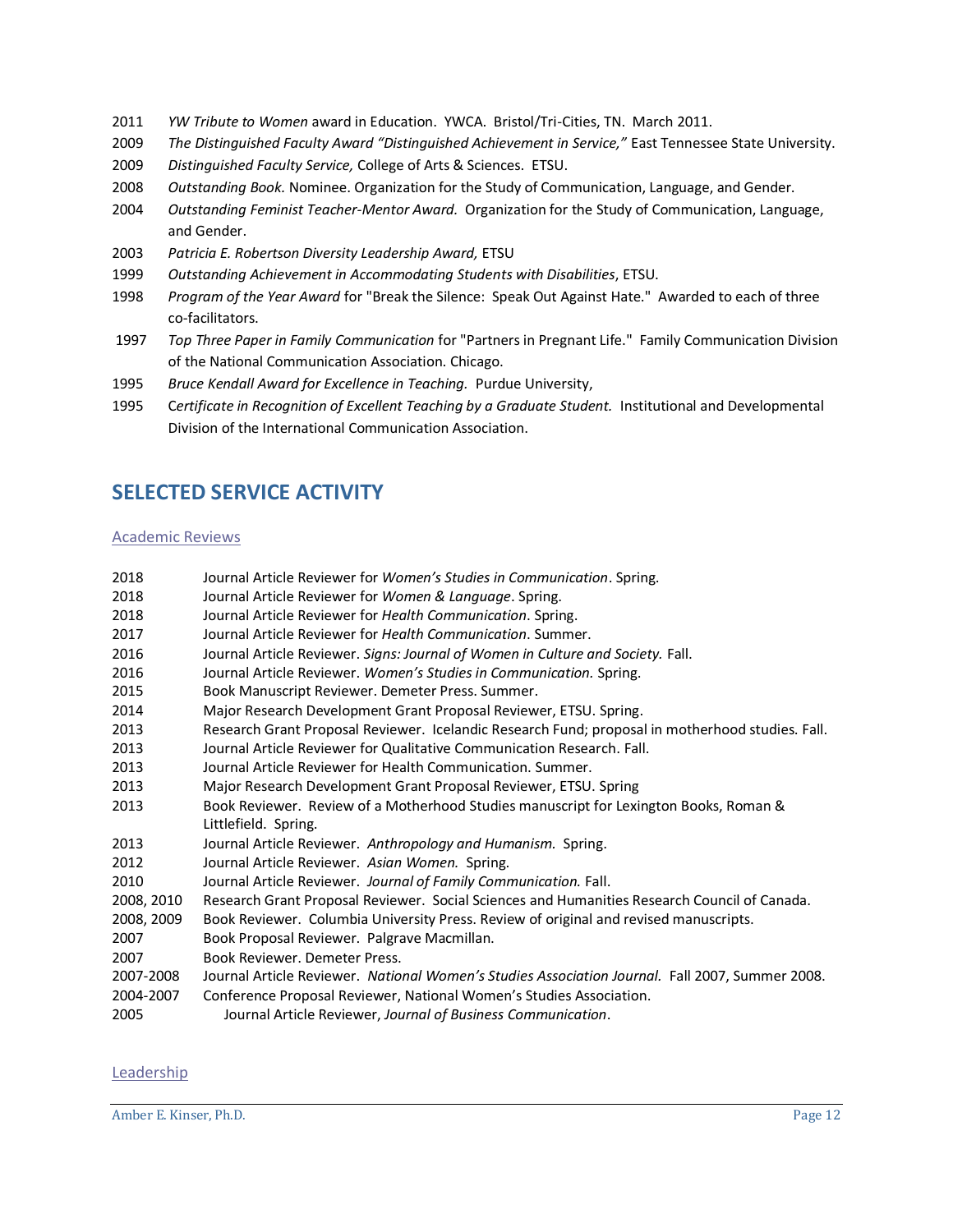2011 *YW Tribute to Women* award in Education. YWCA. Bristol/Tri-Cities, TN. March 2011.

2009 *The Distinguished Faculty Award "Distinguished Achievement in Service,"* East Tennessee State University.

2009 *Distinguished Faculty Service,* College of Arts & Sciences. ETSU.

2008 *Outstanding Book.* Nominee. Organization for the Study of Communication, Language, and Gender.

2004 *Outstanding Feminist Teacher-Mentor Award.* Organization for the Study of Communication, Language, and Gender.

2003 *Patricia E. Robertson Diversity Leadership Award,* ETSU

1999 *Outstanding Achievement in Accommodating Students with Disabilities*, ETSU.

1998 *Program of the Year Award* for "Break the Silence: Speak Out Against Hate." Awarded to each of three co-facilitators.

1997 *Top Three Paper in Family Communication* for "Partners in Pregnant Life." Family Communication Division of the National Communication Association. Chicago.

1995 *Bruce Kendall Award for Excellence in Teaching.* Purdue University,

1995 C*ertificate in Recognition of Excellent Teaching by a Graduate Student.* Institutional and Developmental Division of the International Communication Association.

## SELECTED SERVICE ACTIVITY

### Academic Reviews

2018 Journal Article Reviewer for *Women's Studies in Communication*. Spring.

2018 Journal Article Reviewer for *Women & Language*. Spring.

2018 Journal Article Reviewer for *Health Communication*. Spring.

2017 Journal Article Reviewer for *Health Communication*. Summer.

2016 Journal Article Reviewer. *Signs: Journal of Women in Culture and Society.* Fall.

2016 Journal Article Reviewer. *Women's Studies in Communication.* Spring.

2015 Book Manuscript Reviewer. Demeter Press. Summer.

2014 Major Research Development Grant Proposal Reviewer, ETSU. Spring.

2013 Research Grant Proposal Reviewer. Icelandic Research Fund; proposal in motherhood studies. Fall.

2013 Journal Article Reviewer for Qualitative Communication Research. Fall.

2013 Journal Article Reviewer for Health Communication. Summer.

2013 Major Research Development Grant Proposal Reviewer, ETSU. Spring

2013 Book Reviewer. Review of a Motherhood Studies manuscript for Lexington Books, Roman & Littlefield. Spring.

2013 Journal Article Reviewer. *Anthropology and Humanism.* Spring.

2012 Journal Article Reviewer. *Asian Women.* Spring.

2010 Journal Article Reviewer. *Journal of Family Communication.* Fall.

2008, 2010 Research Grant Proposal Reviewer. Social Sciences and Humanities Research Council of Canada.

2008, 2009 Book Reviewer. Columbia University Press. Review of original and revised manuscripts.

2007 Book Proposal Reviewer. Palgrave Macmillan.

2007 Book Reviewer. Demeter Press.

2007-2008 Journal Article Reviewer. *National Women's Studies Association Journal.* Fall 2007, Summer 2008.

2004-2007 Conference Proposal Reviewer, National Women's Studies Association.

2005 Journal Article Reviewer, *Journal of Business Communication*.

### Leadership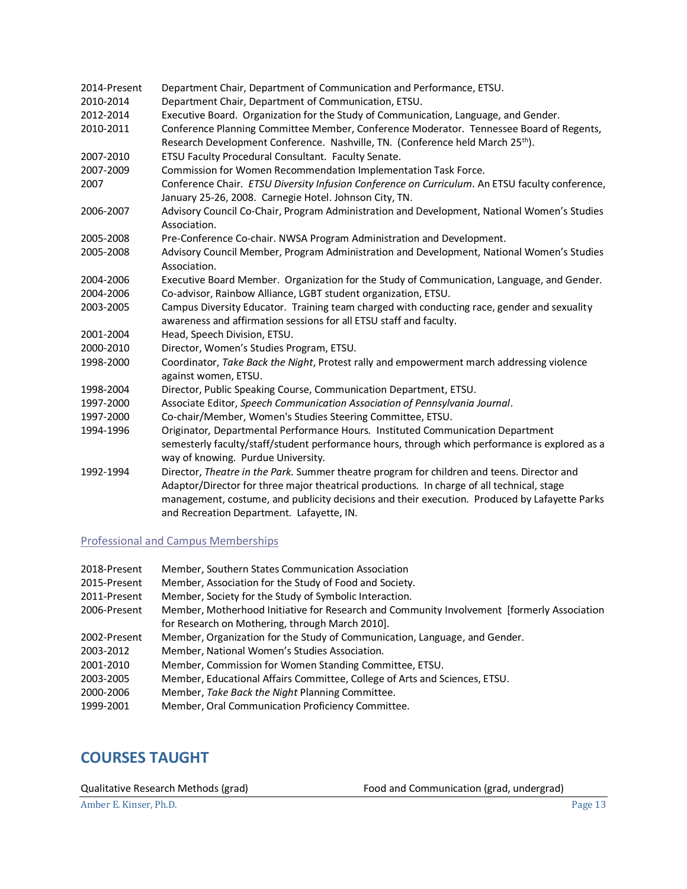| | |
|---|---|
| 2014-Present | Department Chair, Department of Communication and Performance, ETSU. |
| 2010-2014 | Department Chair, Department of Communication, ETSU. |
| 2012-2014 | Executive Board. Organization for the Study of Communication, Language, and Gender. |
| 2010-2011 | Conference Planning Committee Member, Conference Moderator. Tennessee Board of Regents, Research Development Conference. Nashville, TN. (Conference held March 25th). |
| 2007-2010 | ETSU Faculty Procedural Consultant. Faculty Senate. |
| 2007-2009 | Commission for Women Recommendation Implementation Task Force. |
| 2007 | Conference Chair. *ETSU Diversity Infusion Conference on Curriculum*. An ETSU faculty conference, January 25-26, 2008. Carnegie Hotel. Johnson City, TN. |
| 2006-2007 | Advisory Council Co-Chair, Program Administration and Development, National Women's Studies Association. |
| 2005-2008 | Pre-Conference Co-chair. NWSA Program Administration and Development. |
| 2005-2008 | Advisory Council Member, Program Administration and Development, National Women's Studies Association. |
| 2004-2006 | Executive Board Member. Organization for the Study of Communication, Language, and Gender. |
| 2004-2006 | Co-advisor, Rainbow Alliance, LGBT student organization, ETSU. |
| 2003-2005 | Campus Diversity Educator. Training team charged with conducting race, gender and sexuality awareness and affirmation sessions for all ETSU staff and faculty. |
| 2001-2004 | Head, Speech Division, ETSU. |
| 2000-2010 | Director, Women's Studies Program, ETSU. |
| 1998-2000 | Coordinator, *Take Back the Night*, Protest rally and empowerment march addressing violence against women, ETSU. |
| 1998-2004 | Director, Public Speaking Course, Communication Department, ETSU. |
| 1997-2000 | Associate Editor, *Speech Communication Association of Pennsylvania Journal*. |
| 1997-2000 | Co-chair/Member, Women's Studies Steering Committee, ETSU. |
| 1994-1996 | Originator, *Departmental Performance Hours.* Instituted Communication Department semesterly faculty/staff/student performance hours, through which performance is explored as a way of knowing. Purdue University. |
| 1992-1994 | Director, *Theatre in the Park.* Summer theatre program for children and teens. Director and Adaptor/Director for three major theatrical productions. In charge of all technical, stage management, costume, and publicity decisions and their execution. Produced by Lafayette Parks and Recreation Department. Lafayette, IN. |

### Professional and Campus Memberships

| | |
|---|---|
| 2018-Present | Member, Southern States Communication Association |
| 2015-Present | Member, Association for the Study of Food and Society. |
| 2011-Present | Member, Society for the Study of Symbolic Interaction. |
| 2006-Present | Member, Motherhood Initiative for Research and Community Involvement [formerly Association for Research on Mothering, through March 2010]. |
| 2002-Present | Member, Organization for the Study of Communication, Language, and Gender. |
| 2003-2012 | Member, National Women's Studies Association. |
| 2001-2010 | Member, Commission for Women Standing Committee, ETSU. |
| 2003-2005 | Member, Educational Affairs Committee, College of Arts and Sciences, ETSU. |
| 2000-2006 | Member, *Take Back the Night* Planning Committee. |
| 1999-2001 | Member, Oral Communication Proficiency Committee. |

## COURSES TAUGHT

Qualitative Research Methods (grad)

Food and Communication (grad, undergrad)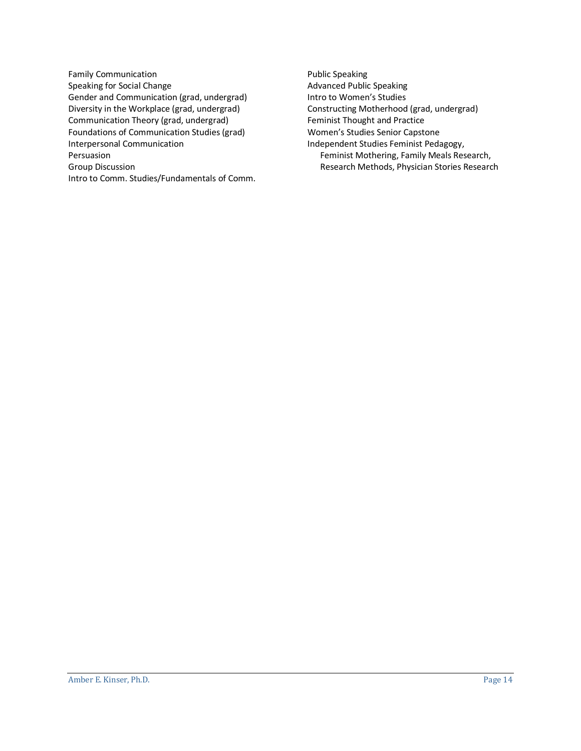Family Communication
Speaking for Social Change
Gender and Communication (grad, undergrad)
Diversity in the Workplace (grad, undergrad)
Communication Theory (grad, undergrad)
Foundations of Communication Studies (grad)
Interpersonal Communication
Persuasion
Group Discussion
Intro to Comm. Studies/Fundamentals of Comm.

Public Speaking
Advanced Public Speaking
Intro to Women's Studies
Constructing Motherhood (grad, undergrad)
Feminist Thought and Practice
Women's Studies Senior Capstone
Independent Studies Feminist Pedagogy,
Feminist Mothering, Family Meals Research,
Research Methods, Physician Stories Research